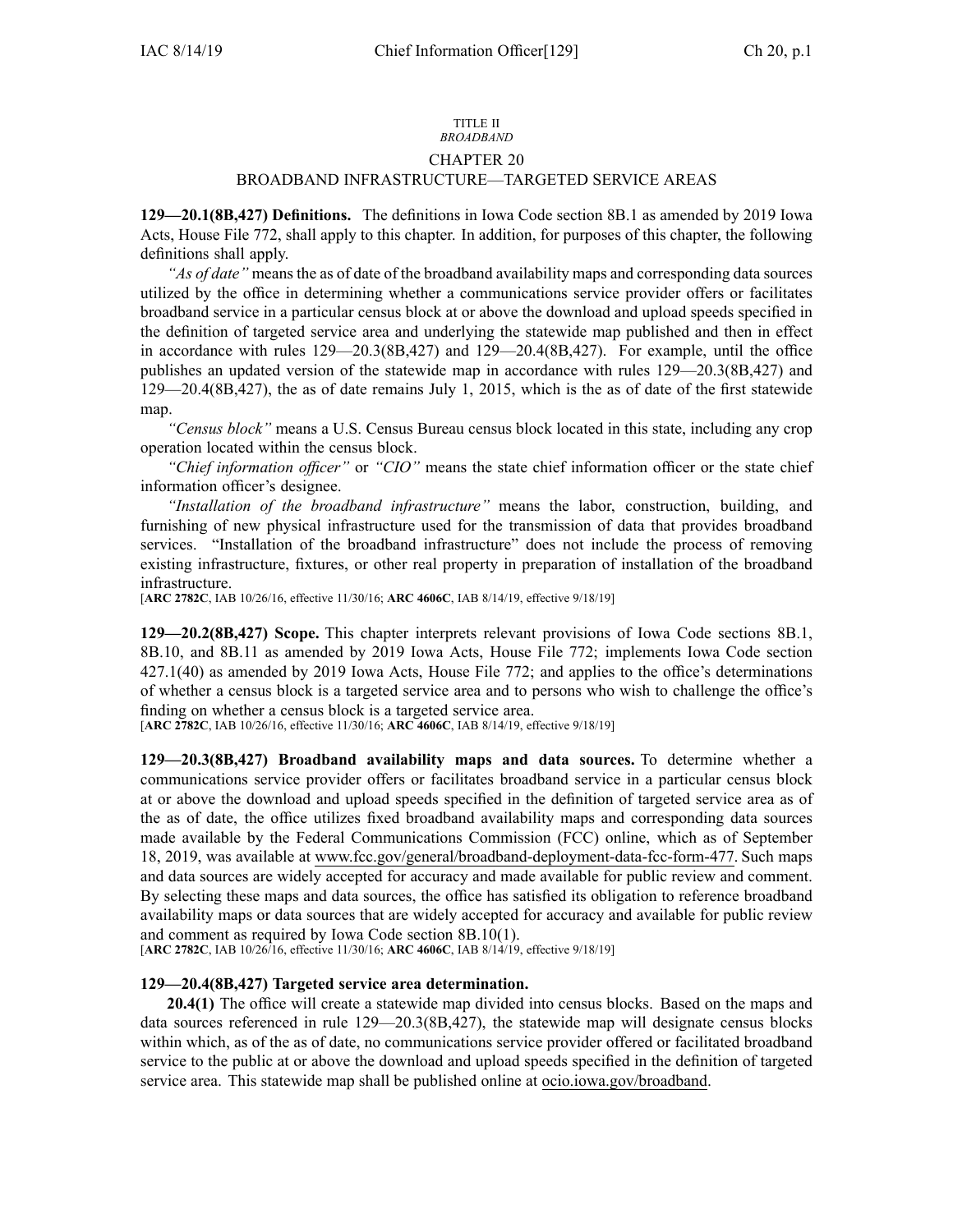TITLE II

*BROADBAND*

# CHAPTER 20

## BROADBAND INFRASTRUCTURE—TARGETED SERVICE AREAS

**129—20.1(8B,427) Definitions.** The definitions in Iowa Code section 8B.1 as amended by 2019 Iowa Acts, House File 772, shall apply to this chapter. In addition, for purposes of this chapter, the following definitions shall apply.

*"As of date"* means the as of date of the broadband availability maps and corresponding data sources utilized by the office in determining whether a communications service provider offers or facilitates broadband service in a particular census block at or above the download and upload speeds specified in the definition of targeted service area and underlying the statewide map published and then in effect in accordance with rules 129—20.3(8B,427) and 129—20.4(8B,427). For example, until the office publishes an updated version of the statewide map in accordance with rules 129—20.3(8B,427) and 129—20.4(8B,427), the as of date remains July 1, 2015, which is the as of date of the first statewide map.

*"Census block"* means a U.S. Census Bureau census block located in this state, including any crop operation located within the census block.

*"Chief information officer"* or *"CIO"* means the state chief information officer or the state chief information officer's designee.

*"Installation of the broadband infrastructure"* means the labor, construction, building, and furnishing of new physical infrastructure used for the transmission of data that provides broadband services. "Installation of the broadband infrastructure" does not include the process of removing existing infrastructure, fixtures, or other real property in preparation of installation of the broadband infrastructure.

[**ARC 2782C**, IAB 10/26/16, effective 11/30/16; **ARC 4606C**, IAB 8/14/19, effective 9/18/19]

**129—20.2(8B,427) Scope.** This chapter interprets relevant provisions of Iowa Code sections 8B.1, 8B.10, and 8B.11 as amended by 2019 Iowa Acts, House File 772; implements Iowa Code section 427.1(40) as amended by 2019 Iowa Acts, House File 772; and applies to the office's determinations of whether a census block is a targeted service area and to persons who wish to challenge the office's finding on whether a census block is a targeted service area.

[**ARC 2782C**, IAB 10/26/16, effective 11/30/16; **ARC 4606C**, IAB 8/14/19, effective 9/18/19]

**129—20.3(8B,427) Broadband availability maps and data sources.** To determine whether a communications service provider offers or facilitates broadband service in a particular census block at or above the download and upload speeds specified in the definition of targeted service area as of the as of date, the office utilizes fixed broadband availability maps and corresponding data sources made available by the Federal Communications Commission (FCC) online, which as of September 18, 2019, was available at www.fcc.gov/general/broadband-deployment-data-fcc-form-477. Such maps and data sources are widely accepted for accuracy and made available for public review and comment. By selecting these maps and data sources, the office has satisfied its obligation to reference broadband availability maps or data sources that are widely accepted for accuracy and available for public review and comment as required by Iowa Code section 8B.10(1).

[**ARC 2782C**, IAB 10/26/16, effective 11/30/16; **ARC 4606C**, IAB 8/14/19, effective 9/18/19]

**129—20.4(8B,427) Targeted service area determination.**

**20.4(1)** The office will create a statewide map divided into census blocks. Based on the maps and data sources referenced in rule 129—20.3(8B,427), the statewide map will designate census blocks within which, as of the as of date, no communications service provider offered or facilitated broadband service to the public at or above the download and upload speeds specified in the definition of targeted service area. This statewide map shall be published online at ocio.iowa.gov/broadband.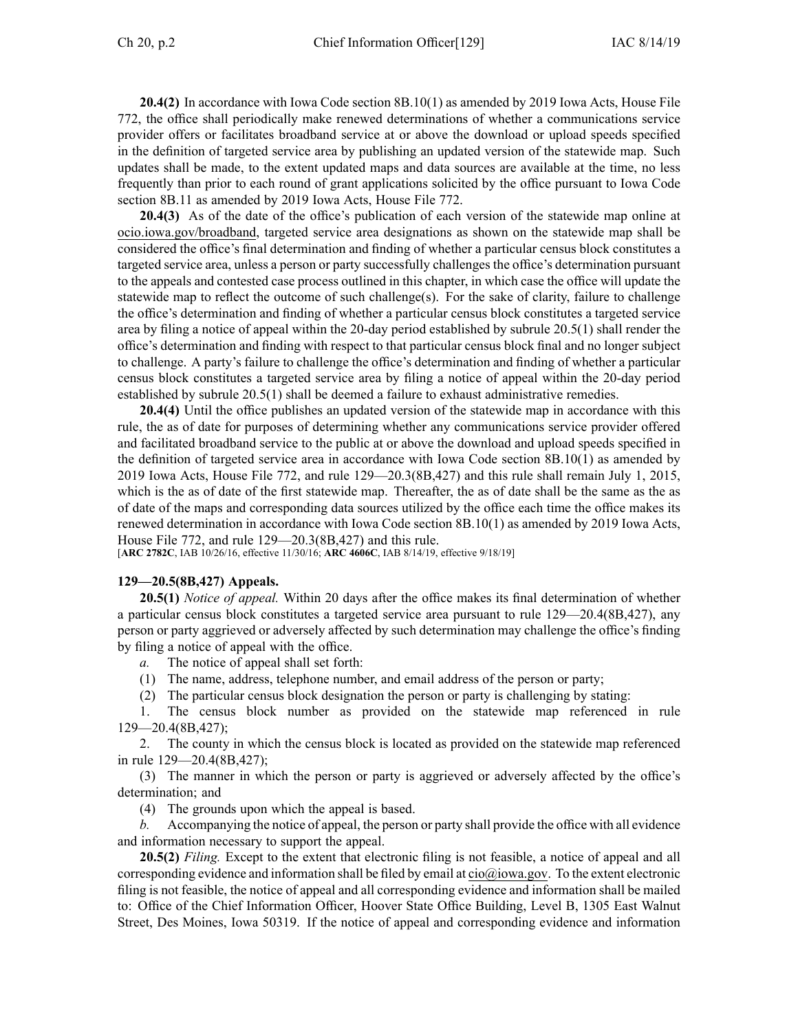**20.4(2)** In accordance with Iowa Code section 8B.10(1) as amended by 2019 Iowa Acts, House File 772, the office shall periodically make renewed determinations of whether a communications service provider offers or facilitates broadband service at or above the download or upload speeds specified in the definition of targeted service area by publishing an updated version of the statewide map. Such updates shall be made, to the extent updated maps and data sources are available at the time, no less frequently than prior to each round of grant applications solicited by the office pursuant to Iowa Code section 8B.11 as amended by 2019 Iowa Acts, House File 772.

**20.4(3)** As of the date of the office's publication of each version of the statewide map online at ocio.iowa.gov/broadband, targeted service area designations as shown on the statewide map shall be considered the office's final determination and finding of whether a particular census block constitutes a targeted service area, unless a person or party successfully challenges the office's determination pursuant to the appeals and contested case process outlined in this chapter, in which case the office will update the statewide map to reflect the outcome of such challenge(s). For the sake of clarity, failure to challenge the office's determination and finding of whether a particular census block constitutes a targeted service area by filing a notice of appeal within the 20-day period established by subrule 20.5(1) shall render the office's determination and finding with respect to that particular census block final and no longer subject to challenge. A party's failure to challenge the office's determination and finding of whether a particular census block constitutes a targeted service area by filing a notice of appeal within the 20-day period established by subrule 20.5(1) shall be deemed a failure to exhaust administrative remedies.

**20.4(4)** Until the office publishes an updated version of the statewide map in accordance with this rule, the as of date for purposes of determining whether any communications service provider offered and facilitated broadband service to the public at or above the download and upload speeds specified in the definition of targeted service area in accordance with Iowa Code section 8B.10(1) as amended by 2019 Iowa Acts, House File 772, and rule 129—20.3(8B,427) and this rule shall remain July 1, 2015, which is the as of date of the first statewide map. Thereafter, the as of date shall be the same as the as of date of the maps and corresponding data sources utilized by the office each time the office makes its renewed determination in accordance with Iowa Code section 8B.10(1) as amended by 2019 Iowa Acts, House File 772, and rule 129—20.3(8B,427) and this rule.

[**ARC 2782C**, IAB 10/26/16, effective 11/30/16; **ARC 4606C**, IAB 8/14/19, effective 9/18/19]

**129—20.5(8B,427) Appeals.**

**20.5(1)** *Notice of appeal.* Within 20 days after the office makes its final determination of whether a particular census block constitutes a targeted service area pursuant to rule 129—20.4(8B,427), any person or party aggrieved or adversely affected by such determination may challenge the office's finding by filing a notice of appeal with the office.

*a.* The notice of appeal shall set forth:

(1) The name, address, telephone number, and email address of the person or party;

(2) The particular census block designation the person or party is challenging by stating:

1. The census block number as provided on the statewide map referenced in rule 129—20.4(8B,427);

2. The county in which the census block is located as provided on the statewide map referenced in rule 129—20.4(8B,427);

(3) The manner in which the person or party is aggrieved or adversely affected by the office's determination; and

(4) The grounds upon which the appeal is based.

*b.* Accompanying the notice of appeal, the person or party shall provide the office with all evidence and information necessary to support the appeal.

**20.5(2)** *Filing.* Except to the extent that electronic filing is not feasible, a notice of appeal and all corresponding evidence and information shall be filed by email at cio@iowa.gov. To the extent electronic filing is not feasible, the notice of appeal and all corresponding evidence and information shall be mailed to: Office of the Chief Information Officer, Hoover State Office Building, Level B, 1305 East Walnut Street, Des Moines, Iowa 50319. If the notice of appeal and corresponding evidence and information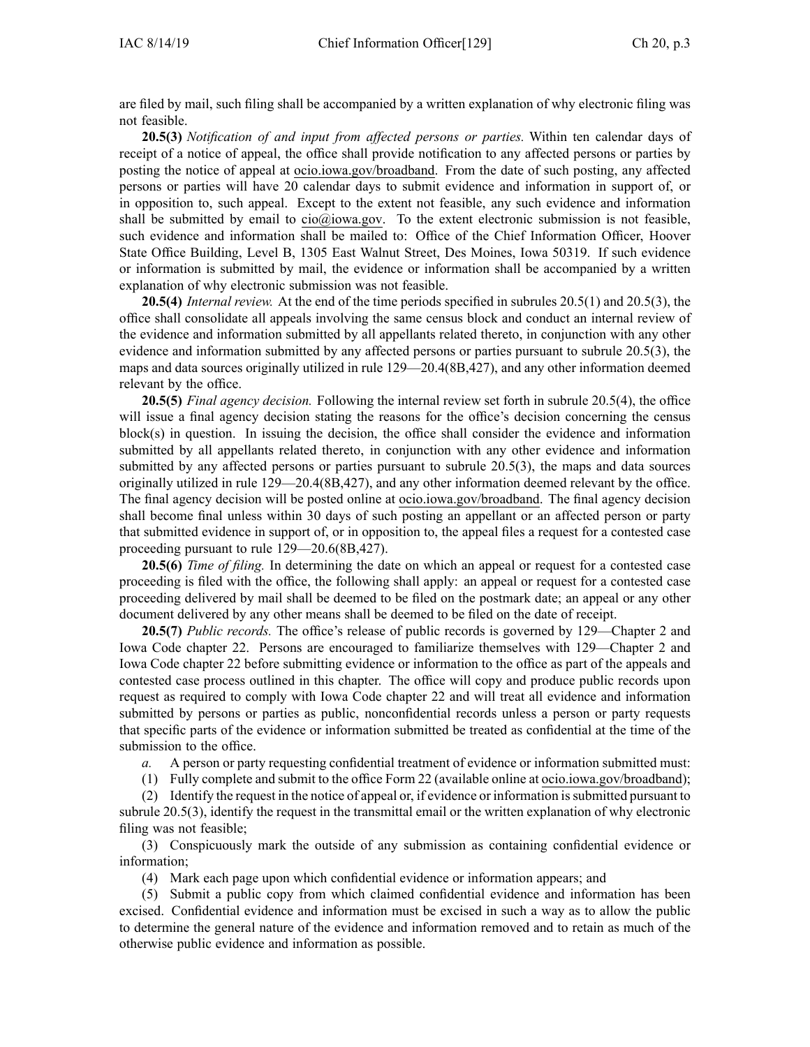are filed by mail, such filing shall be accompanied by a written explanation of why electronic filing was not feasible.

**20.5(3)** *Notification of and input from affected persons or parties.* Within ten calendar days of receipt of a notice of appeal, the office shall provide notification to any affected persons or parties by posting the notice of appeal at ocio.iowa.gov/broadband. From the date of such posting, any affected persons or parties will have 20 calendar days to submit evidence and information in support of, or in opposition to, such appeal. Except to the extent not feasible, any such evidence and information shall be submitted by email to cio@iowa.gov. To the extent electronic submission is not feasible, such evidence and information shall be mailed to: Office of the Chief Information Officer, Hoover State Office Building, Level B, 1305 East Walnut Street, Des Moines, Iowa 50319. If such evidence or information is submitted by mail, the evidence or information shall be accompanied by a written explanation of why electronic submission was not feasible.

**20.5(4)** *Internal review.* At the end of the time periods specified in subrules 20.5(1) and 20.5(3), the office shall consolidate all appeals involving the same census block and conduct an internal review of the evidence and information submitted by all appellants related thereto, in conjunction with any other evidence and information submitted by any affected persons or parties pursuant to subrule 20.5(3), the maps and data sources originally utilized in rule 129—20.4(8B,427), and any other information deemed relevant by the office.

**20.5(5)** *Final agency decision.* Following the internal review set forth in subrule 20.5(4), the office will issue a final agency decision stating the reasons for the office's decision concerning the census block(s) in question. In issuing the decision, the office shall consider the evidence and information submitted by all appellants related thereto, in conjunction with any other evidence and information submitted by any affected persons or parties pursuant to subrule 20.5(3), the maps and data sources originally utilized in rule 129—20.4(8B,427), and any other information deemed relevant by the office. The final agency decision will be posted online at ocio.iowa.gov/broadband. The final agency decision shall become final unless within 30 days of such posting an appellant or an affected person or party that submitted evidence in support of, or in opposition to, the appeal files a request for a contested case proceeding pursuant to rule 129—20.6(8B,427).

**20.5(6)** *Time of filing.* In determining the date on which an appeal or request for a contested case proceeding is filed with the office, the following shall apply: an appeal or request for a contested case proceeding delivered by mail shall be deemed to be filed on the postmark date; an appeal or any other document delivered by any other means shall be deemed to be filed on the date of receipt.

**20.5(7)** *Public records.* The office's release of public records is governed by 129—Chapter 2 and Iowa Code chapter 22. Persons are encouraged to familiarize themselves with 129—Chapter 2 and Iowa Code chapter 22 before submitting evidence or information to the office as part of the appeals and contested case process outlined in this chapter. The office will copy and produce public records upon request as required to comply with Iowa Code chapter 22 and will treat all evidence and information submitted by persons or parties as public, nonconfidential records unless a person or party requests that specific parts of the evidence or information submitted be treated as confidential at the time of the submission to the office.

*a.* A person or party requesting confidential treatment of evidence or information submitted must:

(1) Fully complete and submit to the office Form 22 (available online at ocio.iowa.gov/broadband);

(2) Identify the request in the notice of appeal or, if evidence or information is submitted pursuant to subrule 20.5(3), identify the request in the transmittal email or the written explanation of why electronic filing was not feasible;

(3) Conspicuously mark the outside of any submission as containing confidential evidence or information;

(4) Mark each page upon which confidential evidence or information appears; and

(5) Submit a public copy from which claimed confidential evidence and information has been excised. Confidential evidence and information must be excised in such a way as to allow the public to determine the general nature of the evidence and information removed and to retain as much of the otherwise public evidence and information as possible.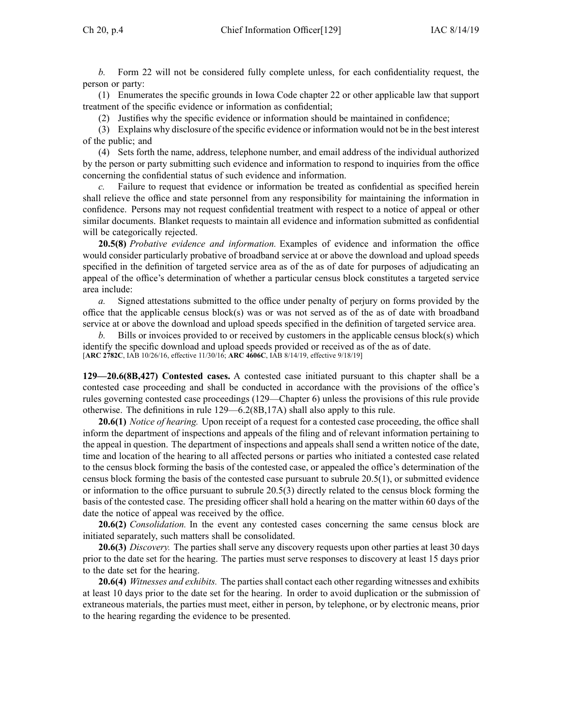*b.* Form 22 will not be considered fully complete unless, for each confidentiality request, the person or party:

(1) Enumerates the specific grounds in Iowa Code chapter 22 or other applicable law that support treatment of the specific evidence or information as confidential;

(2) Justifies why the specific evidence or information should be maintained in confidence;

(3) Explains why disclosure of the specific evidence or information would not be in the best interest of the public; and

(4) Sets forth the name, address, telephone number, and email address of the individual authorized by the person or party submitting such evidence and information to respond to inquiries from the office concerning the confidential status of such evidence and information.

*c.* Failure to request that evidence or information be treated as confidential as specified herein shall relieve the office and state personnel from any responsibility for maintaining the information in confidence. Persons may not request confidential treatment with respect to a notice of appeal or other similar documents. Blanket requests to maintain all evidence and information submitted as confidential will be categorically rejected.

**20.5(8)** *Probative evidence and information.* Examples of evidence and information the office would consider particularly probative of broadband service at or above the download and upload speeds specified in the definition of targeted service area as of the as of date for purposes of adjudicating an appeal of the office's determination of whether a particular census block constitutes a targeted service area include:

*a.* Signed attestations submitted to the office under penalty of perjury on forms provided by the office that the applicable census block(s) was or was not served as of the as of date with broadband service at or above the download and upload speeds specified in the definition of targeted service area.

*b.* Bills or invoices provided to or received by customers in the applicable census block(s) which identify the specific download and upload speeds provided or received as of the as of date.
[**ARC 2782C**, IAB 10/26/16, effective 11/30/16; **ARC 4606C**, IAB 8/14/19, effective 9/18/19]

**129—20.6(8B,427) Contested cases.** A contested case initiated pursuant to this chapter shall be a contested case proceeding and shall be conducted in accordance with the provisions of the office's rules governing contested case proceedings (129—Chapter 6) unless the provisions of this rule provide otherwise. The definitions in rule 129—6.2(8B,17A) shall also apply to this rule.

**20.6(1)** *Notice of hearing.* Upon receipt of a request for a contested case proceeding, the office shall inform the department of inspections and appeals of the filing and of relevant information pertaining to the appeal in question. The department of inspections and appeals shall send a written notice of the date, time and location of the hearing to all affected persons or parties who initiated a contested case related to the census block forming the basis of the contested case, or appealed the office's determination of the census block forming the basis of the contested case pursuant to subrule 20.5(1), or submitted evidence or information to the office pursuant to subrule 20.5(3) directly related to the census block forming the basis of the contested case. The presiding officer shall hold a hearing on the matter within 60 days of the date the notice of appeal was received by the office.

**20.6(2)** *Consolidation.* In the event any contested cases concerning the same census block are initiated separately, such matters shall be consolidated.

**20.6(3)** *Discovery.* The parties shall serve any discovery requests upon other parties at least 30 days prior to the date set for the hearing. The parties must serve responses to discovery at least 15 days prior to the date set for the hearing.

**20.6(4)** *Witnesses and exhibits.* The parties shall contact each other regarding witnesses and exhibits at least 10 days prior to the date set for the hearing. In order to avoid duplication or the submission of extraneous materials, the parties must meet, either in person, by telephone, or by electronic means, prior to the hearing regarding the evidence to be presented.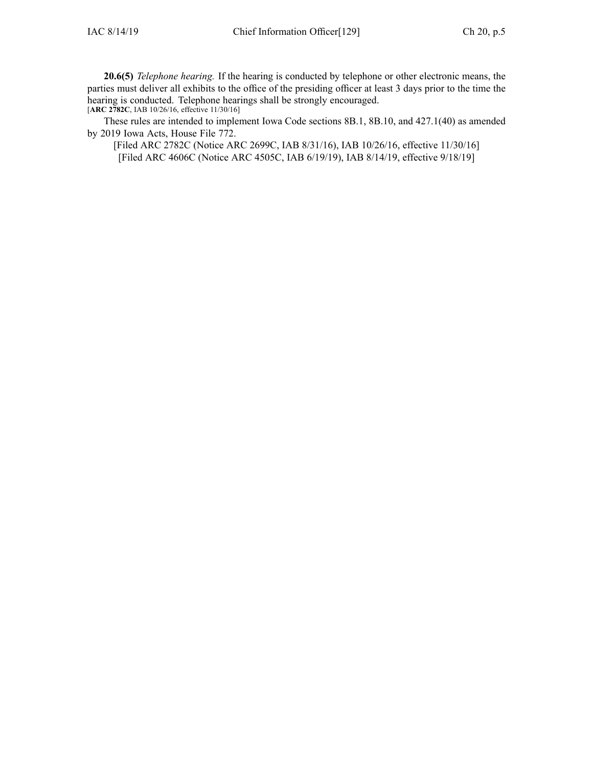**20.6(5)** *Telephone hearing.* If the hearing is conducted by telephone or other electronic means, the parties must deliver all exhibits to the office of the presiding officer at least 3 days prior to the time the hearing is conducted. Telephone hearings shall be strongly encouraged.
[**ARC 2782C**, IAB 10/26/16, effective 11/30/16]

These rules are intended to implement Iowa Code sections 8B.1, 8B.10, and 427.1(40) as amended by 2019 Iowa Acts, House File 772.

[Filed ARC 2782C (Notice ARC 2699C, IAB 8/31/16), IAB 10/26/16, effective 11/30/16]
[Filed ARC 4606C (Notice ARC 4505C, IAB 6/19/19), IAB 8/14/19, effective 9/18/19]